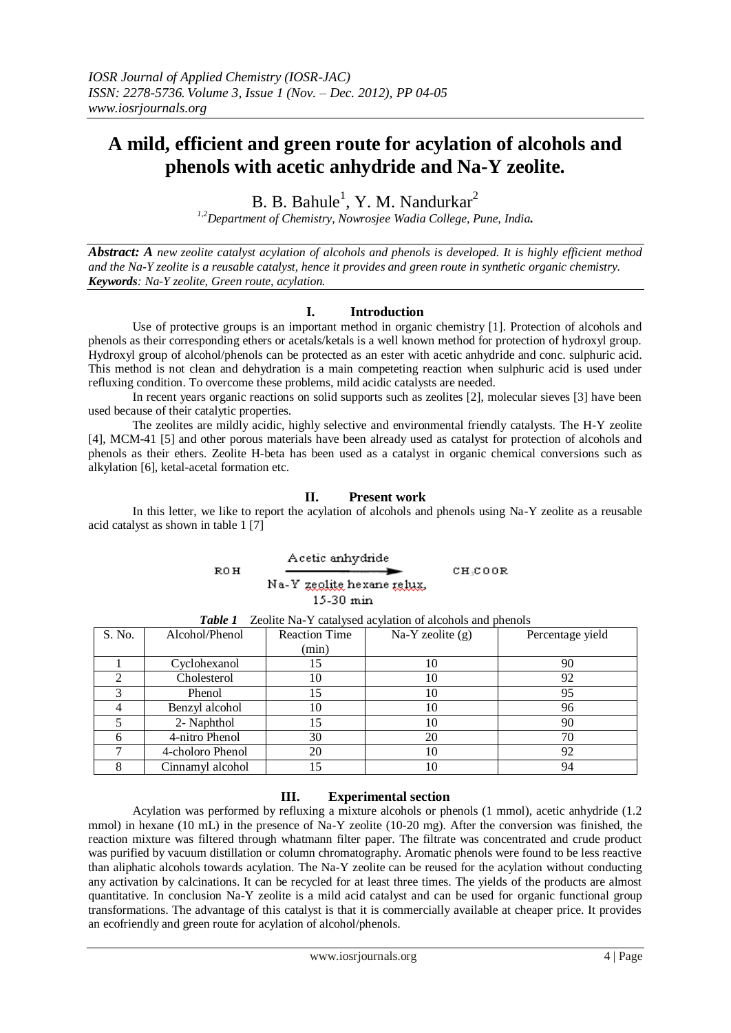# A mild, efficient and green route for acylation of alcohols and phenols with acetic anhydride and Na-Y zeolite.

B. B. Bahule[1], Y. M. Nandurkar[2]

[1,2]*Department of Chemistry, Nowrosjee Wadia College, Pune, India.*

***Abstract: A*** *new zeolite catalyst acylation of alcohols and phenols is developed. It is highly efficient method and the Na-Y zeolite is a reusable catalyst, hence it provides and green route in synthetic organic chemistry.*
***Keywords****: Na-Y zeolite, Green route, acylation.*

## I. Introduction

Use of protective groups is an important method in organic chemistry [1]. Protection of alcohols and phenols as their corresponding ethers or acetals/ketals is a well known method for protection of hydroxyl group. Hydroxyl group of alcohol/phenols can be protected as an ester with acetic anhydride and conc. sulphuric acid. This method is not clean and dehydration is a main competeting reaction when sulphuric acid is used under refluxing condition. To overcome these problems, mild acidic catalysts are needed.

In recent years organic reactions on solid supports such as zeolites [2], molecular sieves [3] have been used because of their catalytic properties.

The zeolites are mildly acidic, highly selective and environmental friendly catalysts. The H-Y zeolite [4], MCM-41 [5] and other porous materials have been already used as catalyst for protection of alcohols and phenols as their ethers. Zeolite H-beta has been used as a catalyst in organic chemical conversions such as alkylation [6], ketal-acetal formation etc.

## II. Present work

In this letter, we like to report the acylation of alcohols and phenols using Na-Y zeolite as a reusable acid catalyst as shown in table 1 [7]

$$ROH \xrightarrow[\text{Na-Y zeolite hexane relux, } 15\text{-}30 \text{ min}]{\text{Acetic anhydride}} CH_3COOR$$

***Table 1*** Zeolite Na-Y catalysed acylation of alcohols and phenols

| S. No. | Alcohol/Phenol | Reaction Time (min) | Na-Y zeolite (g) | Percentage yield |
|---|---|---|---|---|
| 1 | Cyclohexanol | 15 | 10 | 90 |
| 2 | Cholesterol | 10 | 10 | 92 |
| 3 | Phenol | 15 | 10 | 95 |
| 4 | Benzyl alcohol | 10 | 10 | 96 |
| 5 | 2- Naphthol | 15 | 10 | 90 |
| 6 | 4-nitro Phenol | 30 | 20 | 70 |
| 7 | 4-choloro Phenol | 20 | 10 | 92 |
| 8 | Cinnamyl alcohol | 15 | 10 | 94 |

## III. Experimental section

Acylation was performed by refluxing a mixture alcohols or phenols (1 mmol), acetic anhydride (1.2 mmol) in hexane (10 mL) in the presence of Na-Y zeolite (10-20 mg). After the conversion was finished, the reaction mixture was filtered through whatmann filter paper. The filtrate was concentrated and crude product was purified by vacuum distillation or column chromatography. Aromatic phenols were found to be less reactive than aliphatic alcohols towards acylation. The Na-Y zeolite can be reused for the acylation without conducting any activation by calcinations. It can be recycled for at least three times. The yields of the products are almost quantitative. In conclusion Na-Y zeolite is a mild acid catalyst and can be used for organic functional group transformations. The advantage of this catalyst is that it is commercially available at cheaper price. It provides an ecofriendly and green route for acylation of alcohol/phenols.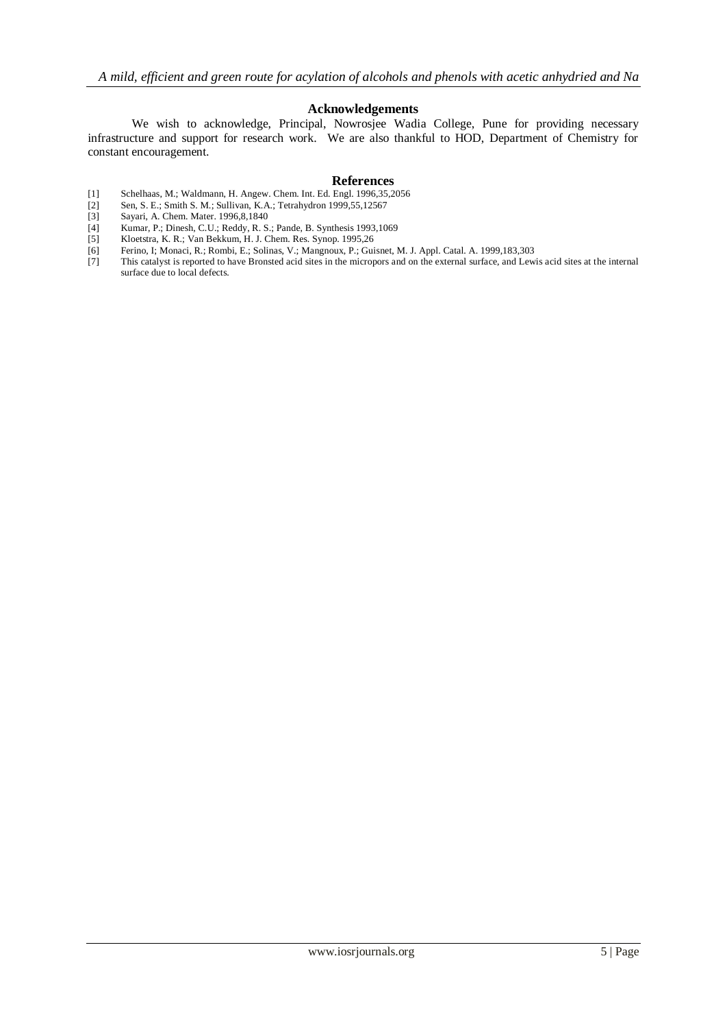## Acknowledgements

We wish to acknowledge, Principal, Nowrosjee Wadia College, Pune for providing necessary infrastructure and support for research work. We are also thankful to HOD, Department of Chemistry for constant encouragement.

## References

- [1] Schelhaas, M.; Waldmann, H. Angew. Chem. Int. Ed. Engl. 1996,35,2056
- [2] Sen, S. E.; Smith S. M.; Sullivan, K.A.; Tetrahydron 1999,55,12567
- [3] Sayari, A. Chem. Mater. 1996,8,1840
- [4] Kumar, P.; Dinesh, C.U.; Reddy, R. S.; Pande, B. Synthesis 1993,1069
- [5] Kloetstra, K. R.; Van Bekkum, H. J. Chem. Res. Synop. 1995,26
- [6] Ferino, I; Monaci, R.; Rombi, E.; Solinas, V.; Mangnoux, P.; Guisnet, M. J. Appl. Catal. A. 1999,183,303
- [7] This catalyst is reported to have Bronsted acid sites in the micropors and on the external surface, and Lewis acid sites at the internal surface due to local defects.